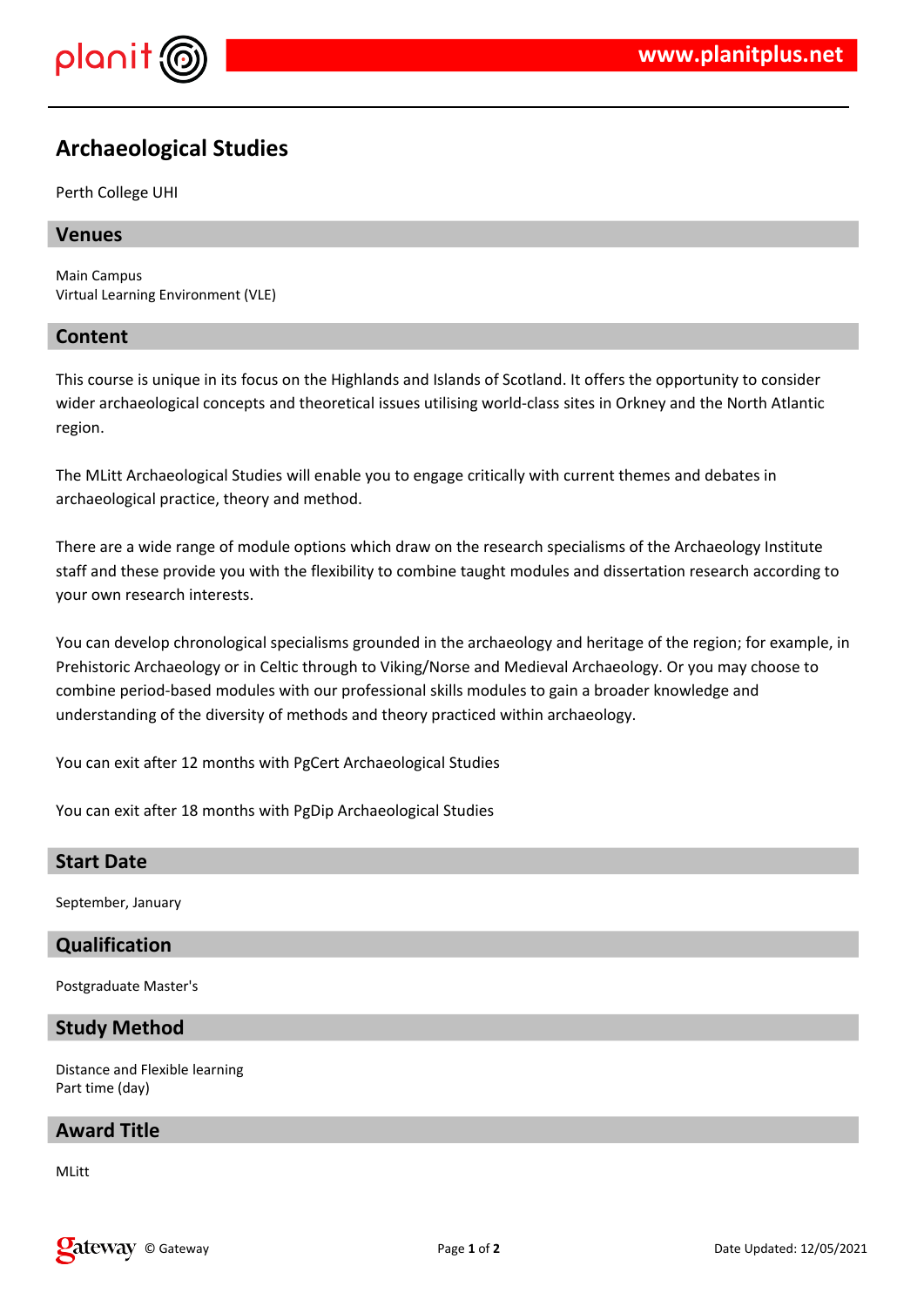# Archaeological Studies

Perth College UHI

## Venues

Main Campus
Virtual Learning Environment (VLE)

## Content

This course is unique in its focus on the Highlands and Islands of Scotland. It offers the opportunity to consider wider archaeological concepts and theoretical issues utilising world-class sites in Orkney and the North Atlantic region.

The MLitt Archaeological Studies will enable you to engage critically with current themes and debates in archaeological practice, theory and method.

There are a wide range of module options which draw on the research specialisms of the Archaeology Institute staff and these provide you with the flexibility to combine taught modules and dissertation research according to your own research interests.

You can develop chronological specialisms grounded in the archaeology and heritage of the region; for example, in Prehistoric Archaeology or in Celtic through to Viking/Norse and Medieval Archaeology. Or you may choose to combine period-based modules with our professional skills modules to gain a broader knowledge and understanding of the diversity of methods and theory practiced within archaeology.

You can exit after 12 months with PgCert Archaeological Studies

You can exit after 18 months with PgDip Archaeological Studies

## Start Date

September, January

## Qualification

Postgraduate Master's

## Study Method

Distance and Flexible learning
Part time (day)

## Award Title

MLitt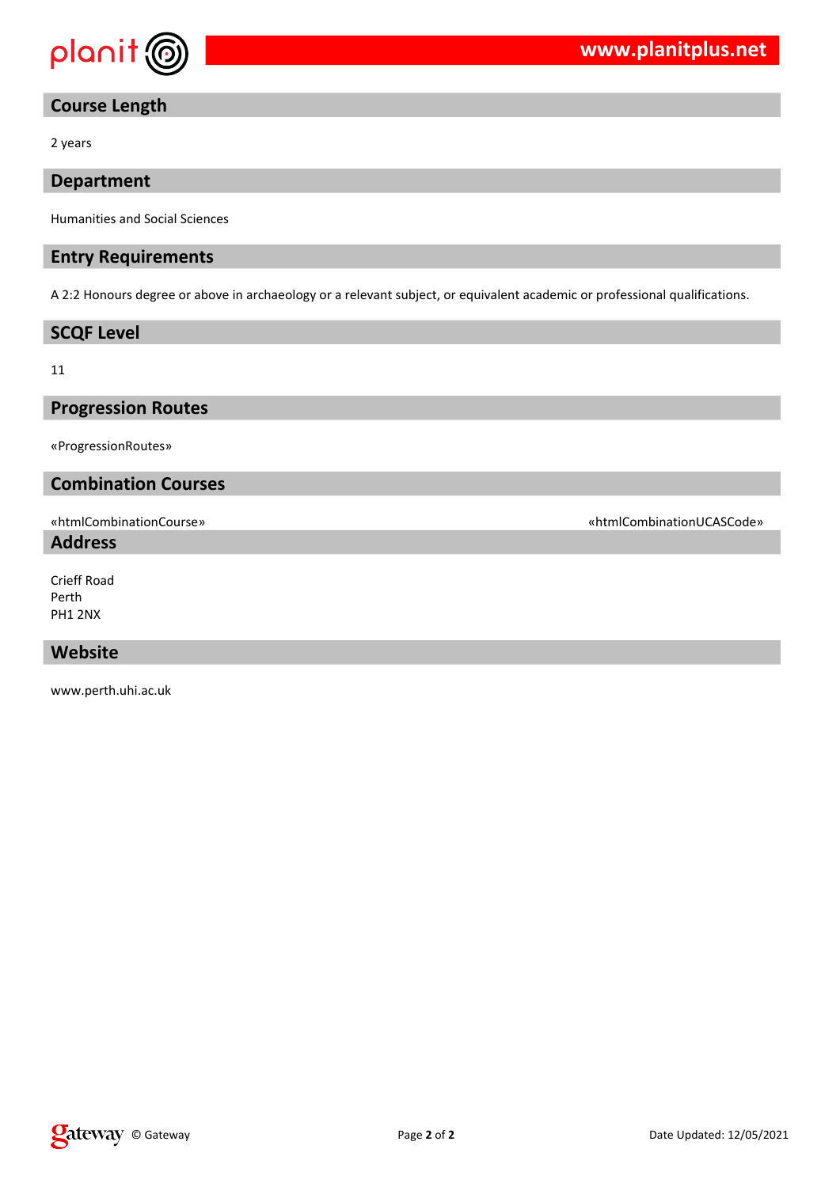## Course Length

2 years

## Department

Humanities and Social Sciences

## Entry Requirements

A 2:2 Honours degree or above in archaeology or a relevant subject, or equivalent academic or professional qualifications.

## SCQF Level

11

## Progression Routes

«ProgressionRoutes»

## Combination Courses

«htmlCombinationCourse» «htmlCombinationUCASCode»

## Address

Crieff Road
Perth
PH1 2NX

## Website

www.perth.uhi.ac.uk